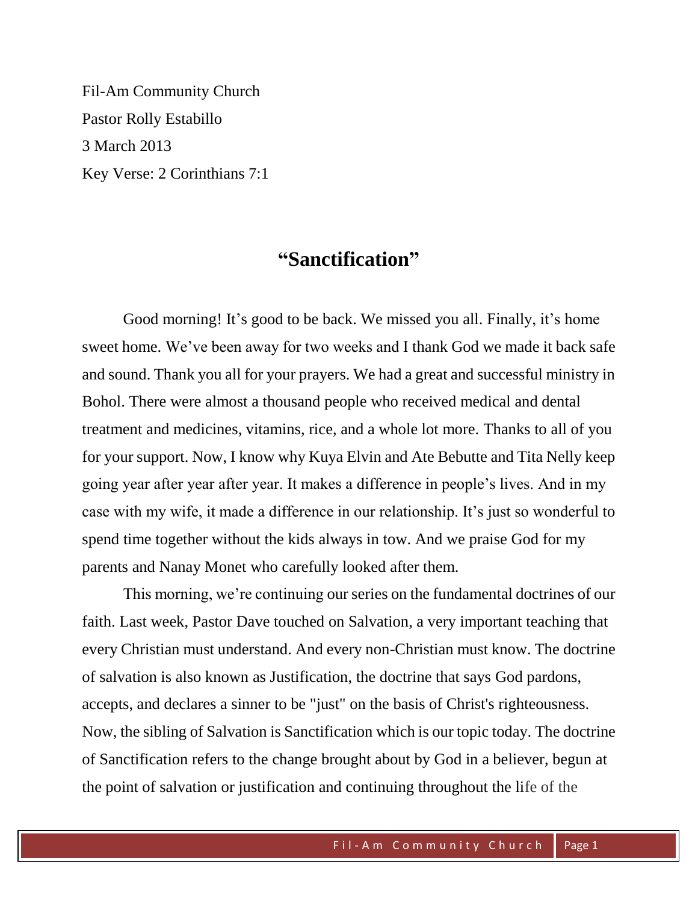Fil-Am Community Church
Pastor Rolly Estabillo
3 March 2013
Key Verse: 2 Corinthians 7:1

# "Sanctification"

Good morning! It's good to be back. We missed you all. Finally, it's home sweet home. We've been away for two weeks and I thank God we made it back safe and sound. Thank you all for your prayers. We had a great and successful ministry in Bohol. There were almost a thousand people who received medical and dental treatment and medicines, vitamins, rice, and a whole lot more. Thanks to all of you for your support. Now, I know why Kuya Elvin and Ate Bebutte and Tita Nelly keep going year after year after year. It makes a difference in people's lives. And in my case with my wife, it made a difference in our relationship. It's just so wonderful to spend time together without the kids always in tow. And we praise God for my parents and Nanay Monet who carefully looked after them.

This morning, we're continuing our series on the fundamental doctrines of our faith. Last week, Pastor Dave touched on Salvation, a very important teaching that every Christian must understand. And every non-Christian must know. The doctrine of salvation is also known as Justification, the doctrine that says God pardons, accepts, and declares a sinner to be "just" on the basis of Christ's righteousness. Now, the sibling of Salvation is Sanctification which is our topic today. The doctrine of Sanctification refers to the change brought about by God in a believer, begun at the point of salvation or justification and continuing throughout the life of the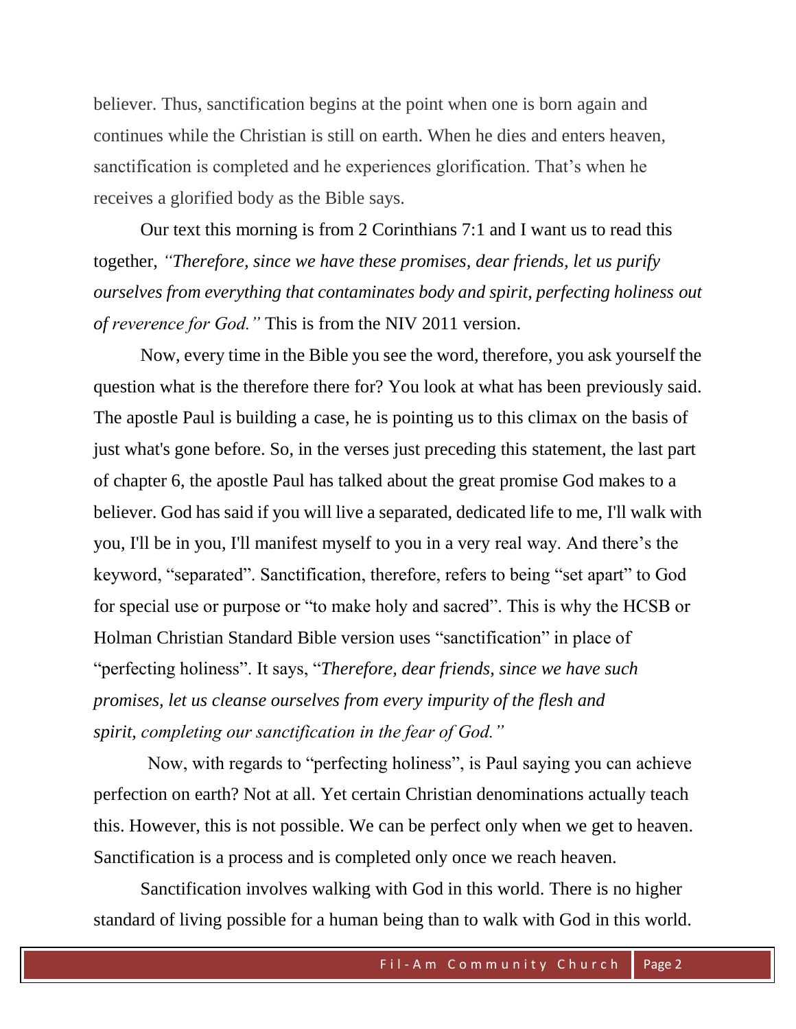believer. Thus, sanctification begins at the point when one is born again and continues while the Christian is still on earth. When he dies and enters heaven, sanctification is completed and he experiences glorification. That's when he receives a glorified body as the Bible says.

Our text this morning is from 2 Corinthians 7:1 and I want us to read this together, *"Therefore, since we have these promises, dear friends, let us purify ourselves from everything that contaminates body and spirit, perfecting holiness out of reverence for God."* This is from the NIV 2011 version.

Now, every time in the Bible you see the word, therefore, you ask yourself the question what is the therefore there for? You look at what has been previously said. The apostle Paul is building a case, he is pointing us to this climax on the basis of just what's gone before. So, in the verses just preceding this statement, the last part of chapter 6, the apostle Paul has talked about the great promise God makes to a believer. God has said if you will live a separated, dedicated life to me, I'll walk with you, I'll be in you, I'll manifest myself to you in a very real way. And there's the keyword, "separated". Sanctification, therefore, refers to being "set apart" to God for special use or purpose or "to make holy and sacred". This is why the HCSB or Holman Christian Standard Bible version uses "sanctification" in place of "perfecting holiness". It says, "*Therefore, dear friends, since we have such promises, let us cleanse ourselves from every impurity of the flesh and spirit, completing our sanctification in the fear of God."*

Now, with regards to "perfecting holiness", is Paul saying you can achieve perfection on earth? Not at all. Yet certain Christian denominations actually teach this. However, this is not possible. We can be perfect only when we get to heaven. Sanctification is a process and is completed only once we reach heaven.

Sanctification involves walking with God in this world. There is no higher standard of living possible for a human being than to walk with God in this world.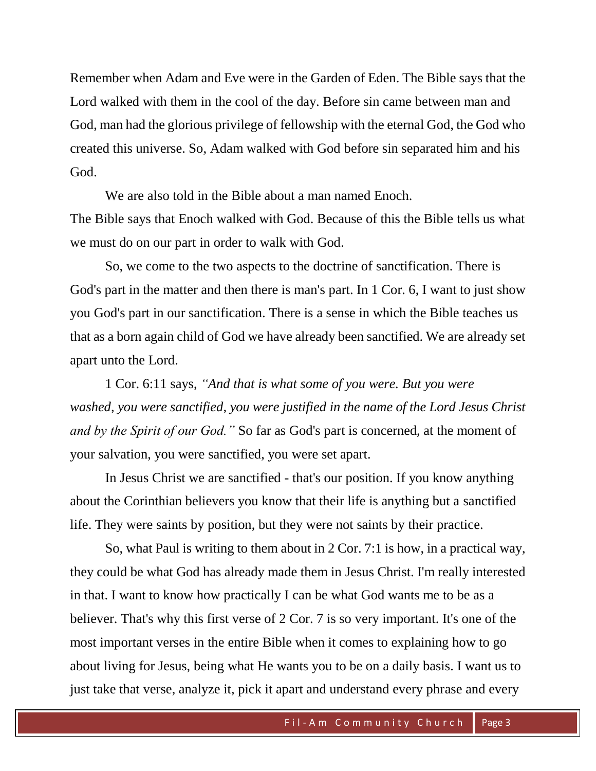Remember when Adam and Eve were in the Garden of Eden. The Bible says that the Lord walked with them in the cool of the day. Before sin came between man and God, man had the glorious privilege of fellowship with the eternal God, the God who created this universe. So, Adam walked with God before sin separated him and his God.

We are also told in the Bible about a man named Enoch.
The Bible says that Enoch walked with God. Because of this the Bible tells us what we must do on our part in order to walk with God.

So, we come to the two aspects to the doctrine of sanctification. There is God's part in the matter and then there is man's part. In 1 Cor. 6, I want to just show you God's part in our sanctification. There is a sense in which the Bible teaches us that as a born again child of God we have already been sanctified. We are already set apart unto the Lord.

1 Cor. 6:11 says, *"And that is what some of you were. But you were washed, you were sanctified, you were justified in the name of the Lord Jesus Christ and by the Spirit of our God."* So far as God's part is concerned, at the moment of your salvation, you were sanctified, you were set apart.

In Jesus Christ we are sanctified - that's our position. If you know anything about the Corinthian believers you know that their life is anything but a sanctified life. They were saints by position, but they were not saints by their practice.

So, what Paul is writing to them about in 2 Cor. 7:1 is how, in a practical way, they could be what God has already made them in Jesus Christ. I'm really interested in that. I want to know how practically I can be what God wants me to be as a believer. That's why this first verse of 2 Cor. 7 is so very important. It's one of the most important verses in the entire Bible when it comes to explaining how to go about living for Jesus, being what He wants you to be on a daily basis. I want us to just take that verse, analyze it, pick it apart and understand every phrase and every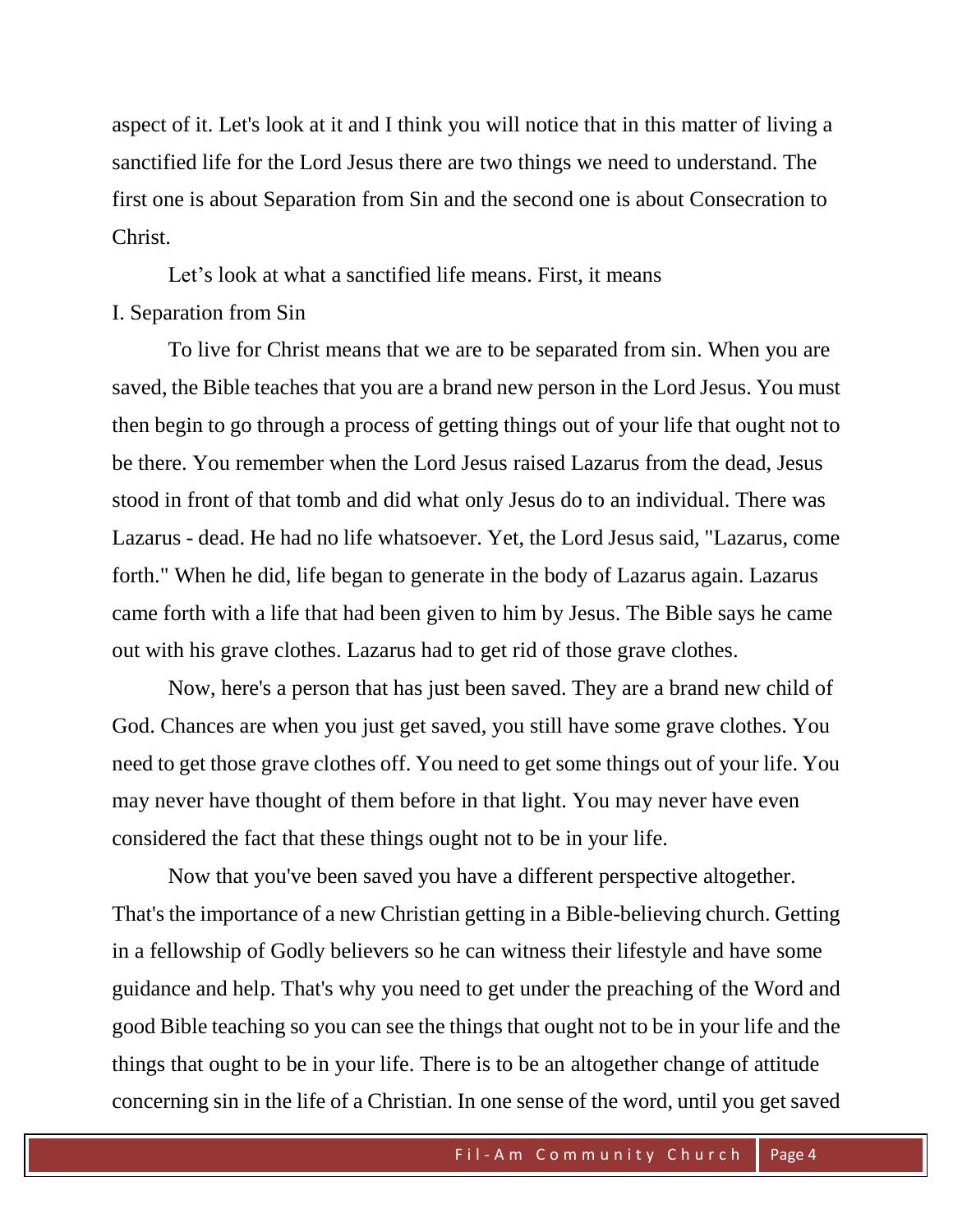aspect of it. Let's look at it and I think you will notice that in this matter of living a sanctified life for the Lord Jesus there are two things we need to understand. The first one is about Separation from Sin and the second one is about Consecration to Christ.

Let’s look at what a sanctified life means. First, it means

I. Separation from Sin

To live for Christ means that we are to be separated from sin. When you are saved, the Bible teaches that you are a brand new person in the Lord Jesus. You must then begin to go through a process of getting things out of your life that ought not to be there. You remember when the Lord Jesus raised Lazarus from the dead, Jesus stood in front of that tomb and did what only Jesus do to an individual. There was Lazarus - dead. He had no life whatsoever. Yet, the Lord Jesus said, "Lazarus, come forth." When he did, life began to generate in the body of Lazarus again. Lazarus came forth with a life that had been given to him by Jesus. The Bible says he came out with his grave clothes. Lazarus had to get rid of those grave clothes.

Now, here's a person that has just been saved. They are a brand new child of God. Chances are when you just get saved, you still have some grave clothes. You need to get those grave clothes off. You need to get some things out of your life. You may never have thought of them before in that light. You may never have even considered the fact that these things ought not to be in your life.

Now that you've been saved you have a different perspective altogether. That's the importance of a new Christian getting in a Bible-believing church. Getting in a fellowship of Godly believers so he can witness their lifestyle and have some guidance and help. That's why you need to get under the preaching of the Word and good Bible teaching so you can see the things that ought not to be in your life and the things that ought to be in your life. There is to be an altogether change of attitude concerning sin in the life of a Christian. In one sense of the word, until you get saved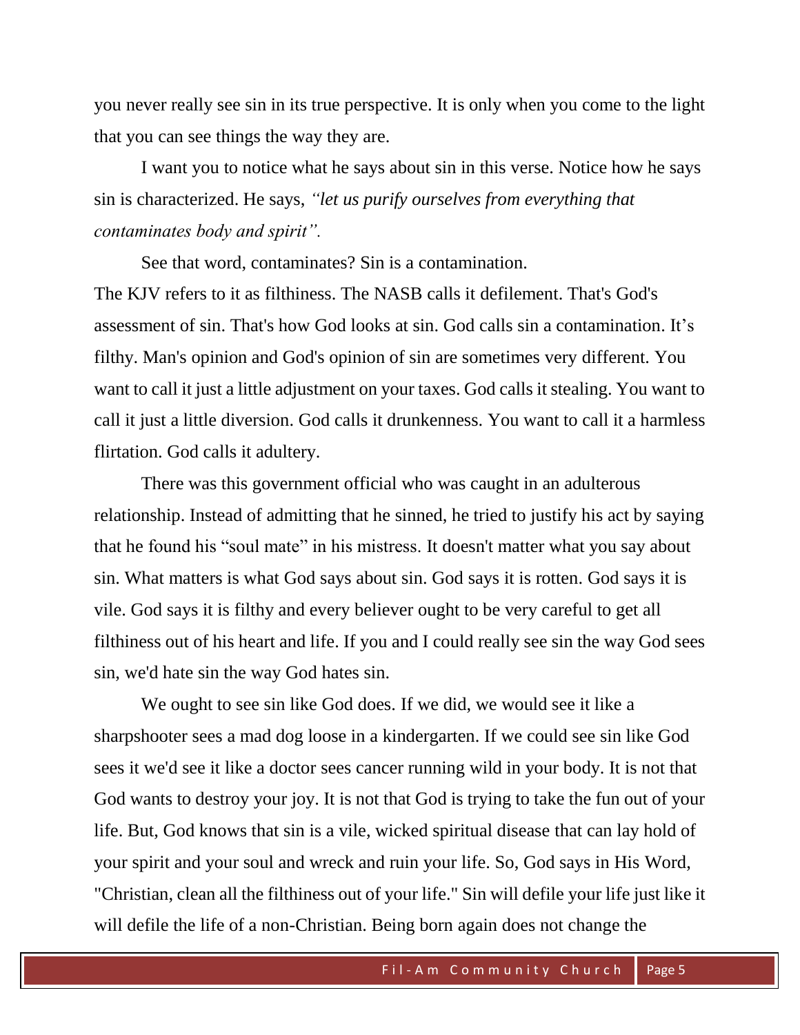you never really see sin in its true perspective. It is only when you come to the light that you can see things the way they are.

I want you to notice what he says about sin in this verse. Notice how he says sin is characterized. He says, *"let us purify ourselves from everything that contaminates body and spirit".*

See that word, contaminates? Sin is a contamination.
The KJV refers to it as filthiness. The NASB calls it defilement. That's God's assessment of sin. That's how God looks at sin. God calls sin a contamination. It's filthy. Man's opinion and God's opinion of sin are sometimes very different. You want to call it just a little adjustment on your taxes. God calls it stealing. You want to call it just a little diversion. God calls it drunkenness. You want to call it a harmless flirtation. God calls it adultery.

There was this government official who was caught in an adulterous relationship. Instead of admitting that he sinned, he tried to justify his act by saying that he found his "soul mate" in his mistress. It doesn't matter what you say about sin. What matters is what God says about sin. God says it is rotten. God says it is vile. God says it is filthy and every believer ought to be very careful to get all filthiness out of his heart and life. If you and I could really see sin the way God sees sin, we'd hate sin the way God hates sin.

We ought to see sin like God does. If we did, we would see it like a sharpshooter sees a mad dog loose in a kindergarten. If we could see sin like God sees it we'd see it like a doctor sees cancer running wild in your body. It is not that God wants to destroy your joy. It is not that God is trying to take the fun out of your life. But, God knows that sin is a vile, wicked spiritual disease that can lay hold of your spirit and your soul and wreck and ruin your life. So, God says in His Word, "Christian, clean all the filthiness out of your life." Sin will defile your life just like it will defile the life of a non-Christian. Being born again does not change the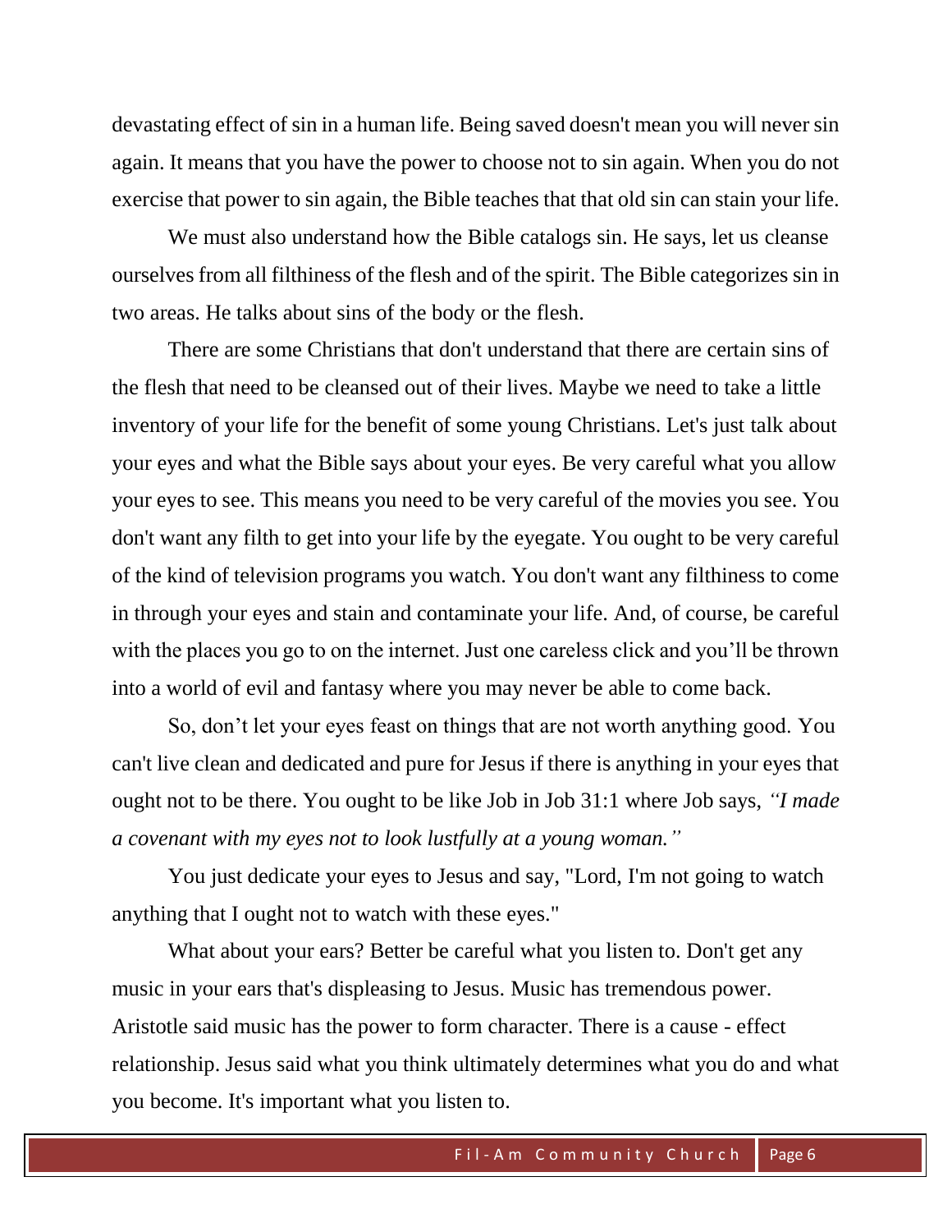devastating effect of sin in a human life. Being saved doesn't mean you will never sin again. It means that you have the power to choose not to sin again. When you do not exercise that power to sin again, the Bible teaches that that old sin can stain your life.

We must also understand how the Bible catalogs sin. He says, let us cleanse ourselves from all filthiness of the flesh and of the spirit. The Bible categorizes sin in two areas. He talks about sins of the body or the flesh.

There are some Christians that don't understand that there are certain sins of the flesh that need to be cleansed out of their lives. Maybe we need to take a little inventory of your life for the benefit of some young Christians. Let's just talk about your eyes and what the Bible says about your eyes. Be very careful what you allow your eyes to see. This means you need to be very careful of the movies you see. You don't want any filth to get into your life by the eyegate. You ought to be very careful of the kind of television programs you watch. You don't want any filthiness to come in through your eyes and stain and contaminate your life. And, of course, be careful with the places you go to on the internet. Just one careless click and you'll be thrown into a world of evil and fantasy where you may never be able to come back.

So, don't let your eyes feast on things that are not worth anything good. You can't live clean and dedicated and pure for Jesus if there is anything in your eyes that ought not to be there. You ought to be like Job in Job 31:1 where Job says, *"I made a covenant with my eyes not to look lustfully at a young woman."*

You just dedicate your eyes to Jesus and say, "Lord, I'm not going to watch anything that I ought not to watch with these eyes."

What about your ears? Better be careful what you listen to. Don't get any music in your ears that's displeasing to Jesus. Music has tremendous power. Aristotle said music has the power to form character. There is a cause - effect relationship. Jesus said what you think ultimately determines what you do and what you become. It's important what you listen to.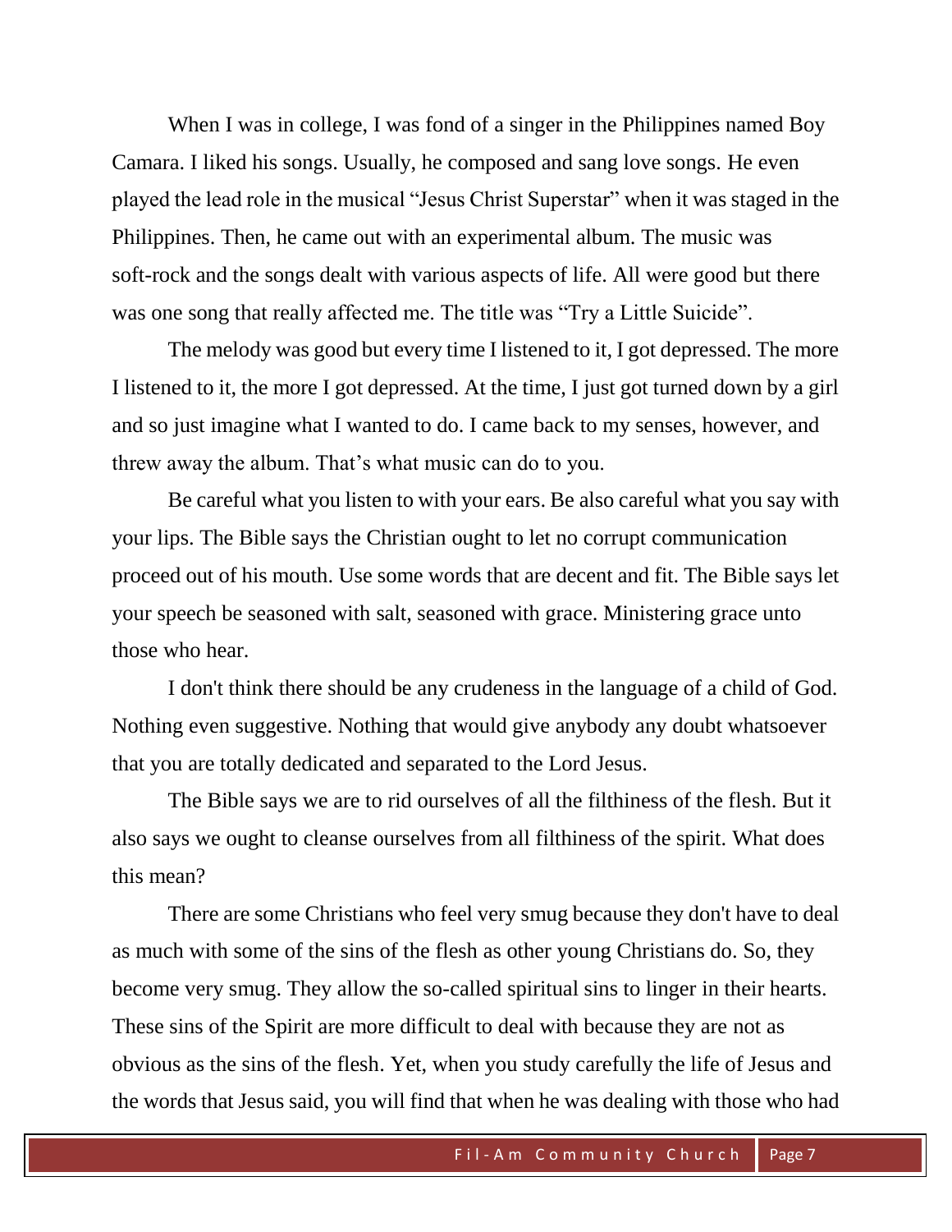When I was in college, I was fond of a singer in the Philippines named Boy Camara. I liked his songs. Usually, he composed and sang love songs. He even played the lead role in the musical "Jesus Christ Superstar" when it was staged in the Philippines. Then, he came out with an experimental album. The music was soft-rock and the songs dealt with various aspects of life. All were good but there was one song that really affected me. The title was "Try a Little Suicide".

The melody was good but every time I listened to it, I got depressed. The more I listened to it, the more I got depressed. At the time, I just got turned down by a girl and so just imagine what I wanted to do. I came back to my senses, however, and threw away the album. That's what music can do to you.

Be careful what you listen to with your ears. Be also careful what you say with your lips. The Bible says the Christian ought to let no corrupt communication proceed out of his mouth. Use some words that are decent and fit. The Bible says let your speech be seasoned with salt, seasoned with grace. Ministering grace unto those who hear.

I don't think there should be any crudeness in the language of a child of God. Nothing even suggestive. Nothing that would give anybody any doubt whatsoever that you are totally dedicated and separated to the Lord Jesus.

The Bible says we are to rid ourselves of all the filthiness of the flesh. But it also says we ought to cleanse ourselves from all filthiness of the spirit. What does this mean?

There are some Christians who feel very smug because they don't have to deal as much with some of the sins of the flesh as other young Christians do. So, they become very smug. They allow the so-called spiritual sins to linger in their hearts. These sins of the Spirit are more difficult to deal with because they are not as obvious as the sins of the flesh. Yet, when you study carefully the life of Jesus and the words that Jesus said, you will find that when he was dealing with those who had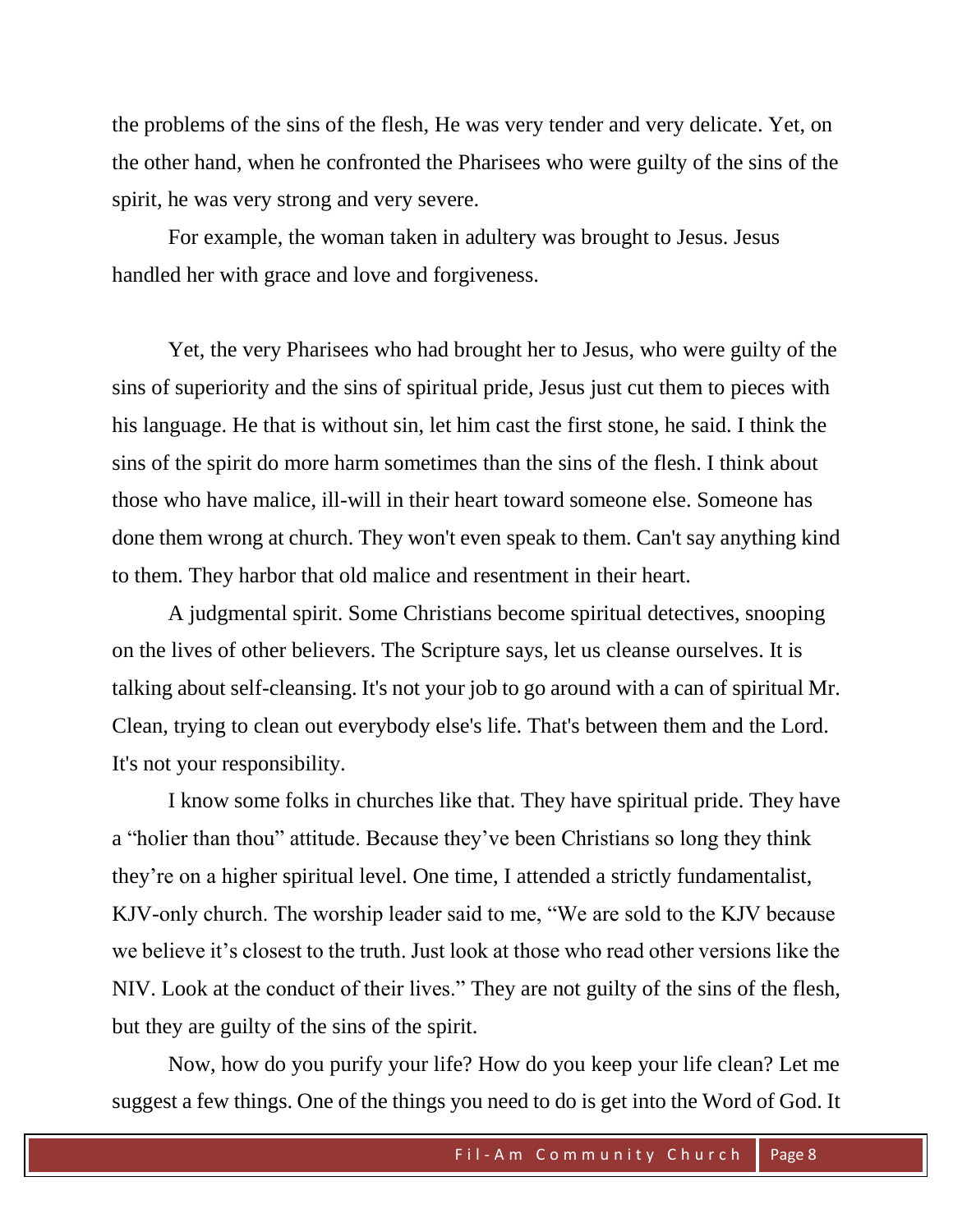the problems of the sins of the flesh, He was very tender and very delicate. Yet, on the other hand, when he confronted the Pharisees who were guilty of the sins of the spirit, he was very strong and very severe.

For example, the woman taken in adultery was brought to Jesus. Jesus handled her with grace and love and forgiveness.

Yet, the very Pharisees who had brought her to Jesus, who were guilty of the sins of superiority and the sins of spiritual pride, Jesus just cut them to pieces with his language. He that is without sin, let him cast the first stone, he said. I think the sins of the spirit do more harm sometimes than the sins of the flesh. I think about those who have malice, ill-will in their heart toward someone else. Someone has done them wrong at church. They won't even speak to them. Can't say anything kind to them. They harbor that old malice and resentment in their heart.

A judgmental spirit. Some Christians become spiritual detectives, snooping on the lives of other believers. The Scripture says, let us cleanse ourselves. It is talking about self-cleansing. It's not your job to go around with a can of spiritual Mr. Clean, trying to clean out everybody else's life. That's between them and the Lord. It's not your responsibility.

I know some folks in churches like that. They have spiritual pride. They have a "holier than thou" attitude. Because they've been Christians so long they think they're on a higher spiritual level. One time, I attended a strictly fundamentalist, KJV-only church. The worship leader said to me, "We are sold to the KJV because we believe it's closest to the truth. Just look at those who read other versions like the NIV. Look at the conduct of their lives." They are not guilty of the sins of the flesh, but they are guilty of the sins of the spirit.

Now, how do you purify your life? How do you keep your life clean? Let me suggest a few things. One of the things you need to do is get into the Word of God. It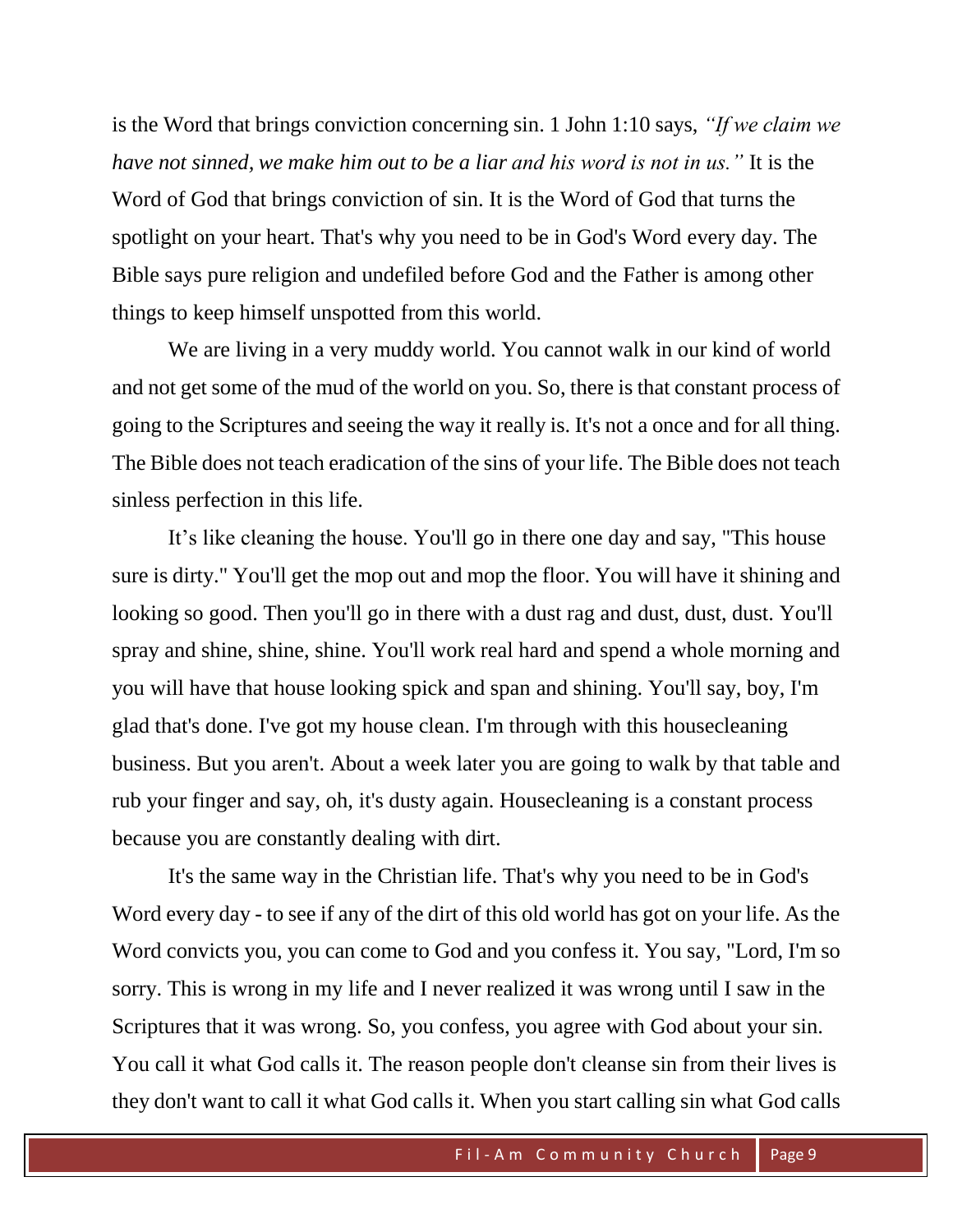is the Word that brings conviction concerning sin. 1 John 1:10 says, *"If we claim we have not sinned, we make him out to be a liar and his word is not in us."* It is the Word of God that brings conviction of sin. It is the Word of God that turns the spotlight on your heart. That's why you need to be in God's Word every day. The Bible says pure religion and undefiled before God and the Father is among other things to keep himself unspotted from this world.

We are living in a very muddy world. You cannot walk in our kind of world and not get some of the mud of the world on you. So, there is that constant process of going to the Scriptures and seeing the way it really is. It's not a once and for all thing. The Bible does not teach eradication of the sins of your life. The Bible does not teach sinless perfection in this life.

It's like cleaning the house. You'll go in there one day and say, "This house sure is dirty." You'll get the mop out and mop the floor. You will have it shining and looking so good. Then you'll go in there with a dust rag and dust, dust, dust. You'll spray and shine, shine, shine. You'll work real hard and spend a whole morning and you will have that house looking spick and span and shining. You'll say, boy, I'm glad that's done. I've got my house clean. I'm through with this housecleaning business. But you aren't. About a week later you are going to walk by that table and rub your finger and say, oh, it's dusty again. Housecleaning is a constant process because you are constantly dealing with dirt.

It's the same way in the Christian life. That's why you need to be in God's Word every day - to see if any of the dirt of this old world has got on your life. As the Word convicts you, you can come to God and you confess it. You say, "Lord, I'm so sorry. This is wrong in my life and I never realized it was wrong until I saw in the Scriptures that it was wrong. So, you confess, you agree with God about your sin. You call it what God calls it. The reason people don't cleanse sin from their lives is they don't want to call it what God calls it. When you start calling sin what God calls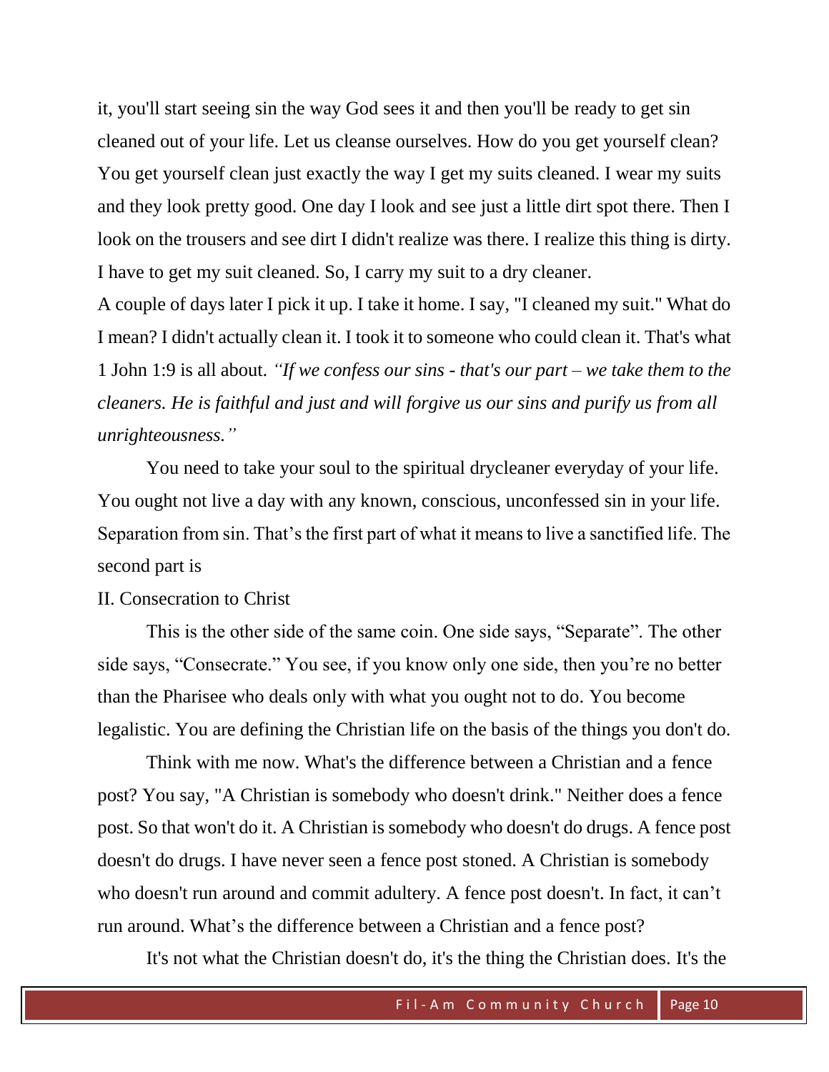it, you'll start seeing sin the way God sees it and then you'll be ready to get sin cleaned out of your life. Let us cleanse ourselves. How do you get yourself clean? You get yourself clean just exactly the way I get my suits cleaned. I wear my suits and they look pretty good. One day I look and see just a little dirt spot there. Then I look on the trousers and see dirt I didn't realize was there. I realize this thing is dirty. I have to get my suit cleaned. So, I carry my suit to a dry cleaner.

A couple of days later I pick it up. I take it home. I say, "I cleaned my suit." What do I mean? I didn't actually clean it. I took it to someone who could clean it. That's what 1 John 1:9 is all about. *"If we confess our sins - that's our part – we take them to the cleaners. He is faithful and just and will forgive us our sins and purify us from all unrighteousness."*

You need to take your soul to the spiritual drycleaner everyday of your life. You ought not live a day with any known, conscious, unconfessed sin in your life. Separation from sin. That's the first part of what it means to live a sanctified life. The second part is

II. Consecration to Christ

This is the other side of the same coin. One side says, "Separate". The other side says, "Consecrate." You see, if you know only one side, then you're no better than the Pharisee who deals only with what you ought not to do. You become legalistic. You are defining the Christian life on the basis of the things you don't do.

Think with me now. What's the difference between a Christian and a fence post? You say, "A Christian is somebody who doesn't drink." Neither does a fence post. So that won't do it. A Christian is somebody who doesn't do drugs. A fence post doesn't do drugs. I have never seen a fence post stoned. A Christian is somebody who doesn't run around and commit adultery. A fence post doesn't. In fact, it can't run around. What's the difference between a Christian and a fence post?

It's not what the Christian doesn't do, it's the thing the Christian does. It's the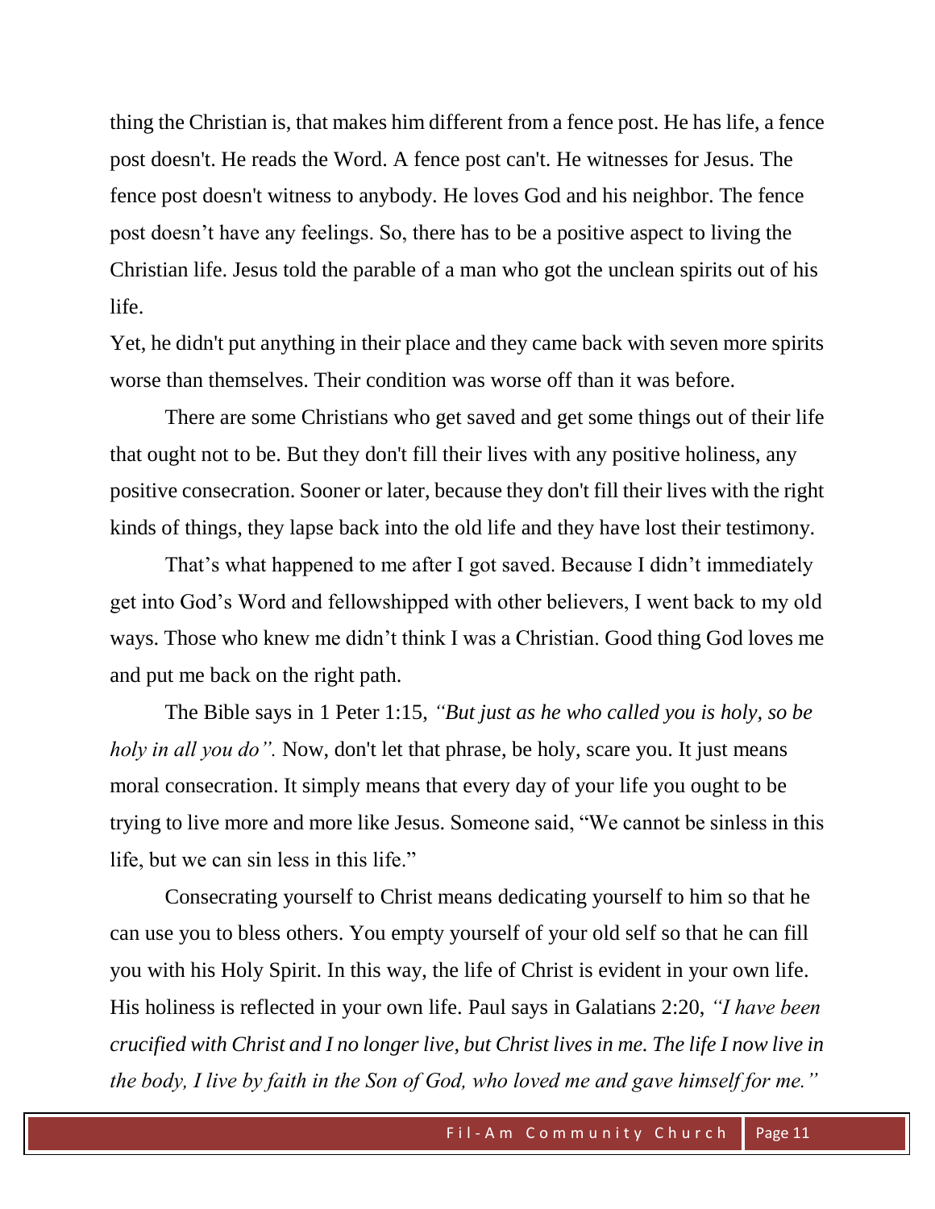thing the Christian is, that makes him different from a fence post. He has life, a fence post doesn't. He reads the Word. A fence post can't. He witnesses for Jesus. The fence post doesn't witness to anybody. He loves God and his neighbor. The fence post doesn't have any feelings. So, there has to be a positive aspect to living the Christian life. Jesus told the parable of a man who got the unclean spirits out of his life.

Yet, he didn't put anything in their place and they came back with seven more spirits worse than themselves. Their condition was worse off than it was before.

There are some Christians who get saved and get some things out of their life that ought not to be. But they don't fill their lives with any positive holiness, any positive consecration. Sooner or later, because they don't fill their lives with the right kinds of things, they lapse back into the old life and they have lost their testimony.

That's what happened to me after I got saved. Because I didn't immediately get into God's Word and fellowshipped with other believers, I went back to my old ways. Those who knew me didn't think I was a Christian. Good thing God loves me and put me back on the right path.

The Bible says in 1 Peter 1:15, *"But just as he who called you is holy, so be holy in all you do".* Now, don't let that phrase, be holy, scare you. It just means moral consecration. It simply means that every day of your life you ought to be trying to live more and more like Jesus. Someone said, "We cannot be sinless in this life, but we can sin less in this life."

Consecrating yourself to Christ means dedicating yourself to him so that he can use you to bless others. You empty yourself of your old self so that he can fill you with his Holy Spirit. In this way, the life of Christ is evident in your own life. His holiness is reflected in your own life. Paul says in Galatians 2:20, *"I have been crucified with Christ and I no longer live, but Christ lives in me. The life I now live in the body, I live by faith in the Son of God, who loved me and gave himself for me."*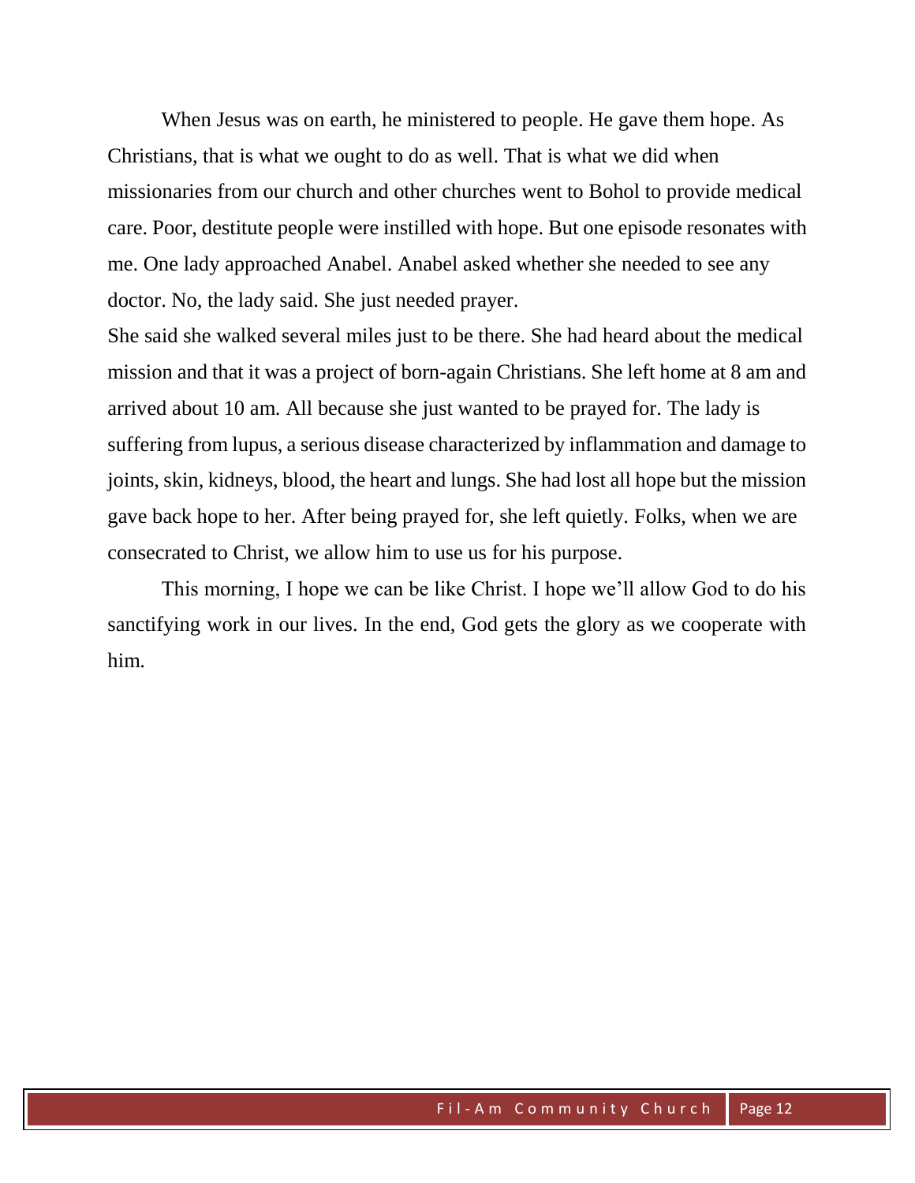When Jesus was on earth, he ministered to people. He gave them hope. As Christians, that is what we ought to do as well. That is what we did when missionaries from our church and other churches went to Bohol to provide medical care. Poor, destitute people were instilled with hope. But one episode resonates with me. One lady approached Anabel. Anabel asked whether she needed to see any doctor. No, the lady said. She just needed prayer.

She said she walked several miles just to be there. She had heard about the medical mission and that it was a project of born-again Christians. She left home at 8 am and arrived about 10 am. All because she just wanted to be prayed for. The lady is suffering from lupus, a serious disease characterized by inflammation and damage to joints, skin, kidneys, blood, the heart and lungs. She had lost all hope but the mission gave back hope to her. After being prayed for, she left quietly. Folks, when we are consecrated to Christ, we allow him to use us for his purpose.

This morning, I hope we can be like Christ. I hope we'll allow God to do his sanctifying work in our lives. In the end, God gets the glory as we cooperate with him.